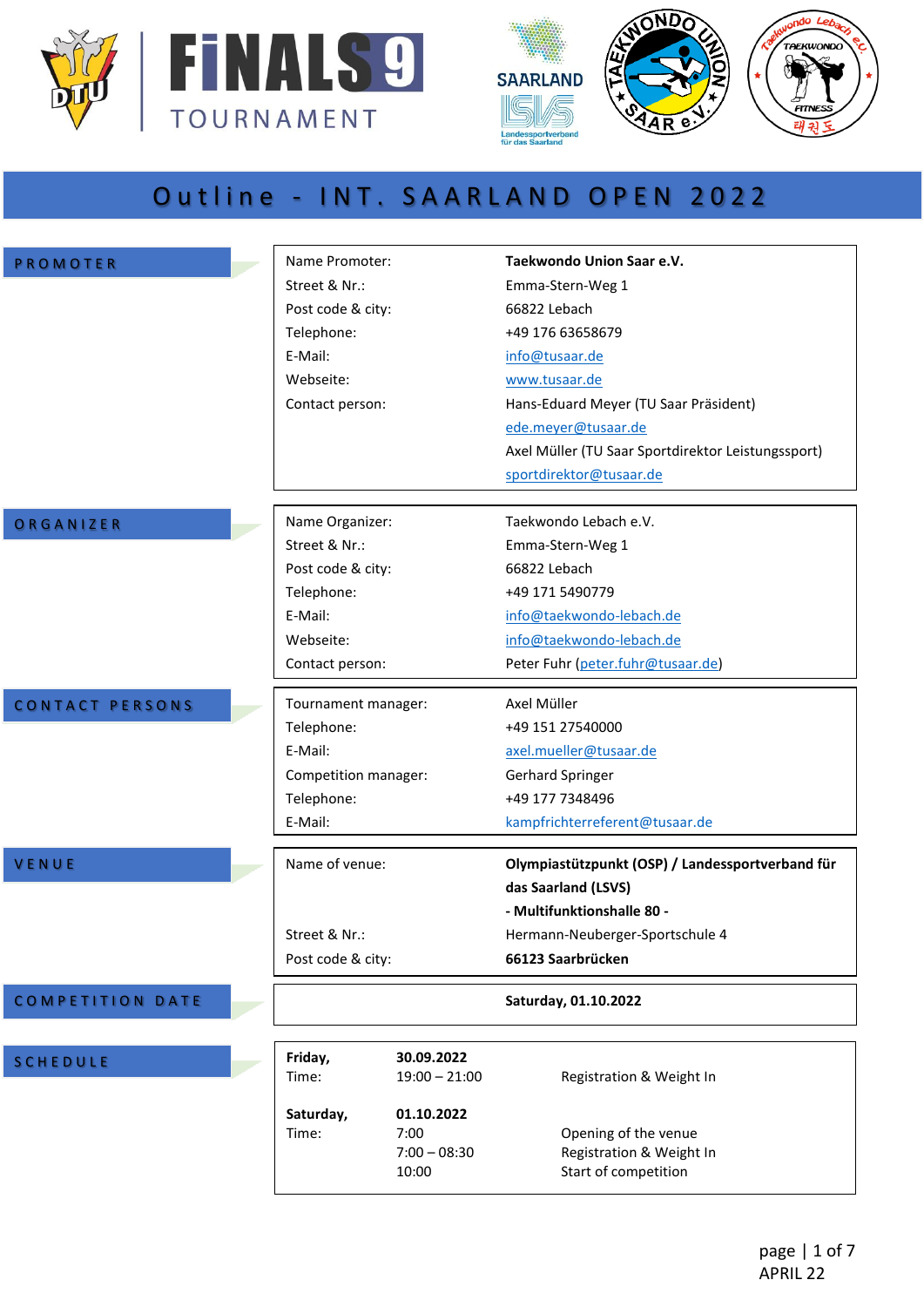FiNALS 9 TOURNAMENT

# Outline - INT. SAARLAND OPEN 2022

## PROMOTER

| | |
|---|---|
| Name Promoter: | **Taekwondo Union Saar e.V.** |
| Street & Nr.: | Emma-Stern-Weg 1 |
| Post code & city: | 66822 Lebach |
| Telephone: | +49 176 63658679 |
| E-Mail: | info@tusaar.de |
| Webseite: | www.tusaar.de |
| Contact person: | Hans-Eduard Meyer (TU Saar Präsident) |
| | ede.meyer@tusaar.de |
| | Axel Müller (TU Saar Sportdirektor Leistungssport) |
| | sportdirektor@tusaar.de |

## ORGANIZER

| | |
|---|---|
| Name Organizer: | Taekwondo Lebach e.V. |
| Street & Nr.: | Emma-Stern-Weg 1 |
| Post code & city: | 66822 Lebach |
| Telephone: | +49 171 5490779 |
| E-Mail: | info@taekwondo-lebach.de |
| Webseite: | info@taekwondo-lebach.de |
| Contact person: | Peter Fuhr (peter.fuhr@tusaar.de) |

## CONTACT PERSONS

| | |
|---|---|
| Tournament manager: | Axel Müller |
| Telephone: | +49 151 27540000 |
| E-Mail: | axel.mueller@tusaar.de |
| Competition manager: | Gerhard Springer |
| Telephone: | +49 177 7348496 |
| E-Mail: | kampfrichterreferent@tusaar.de |

## VENUE

| | |
|---|---|
| Name of venue: | **Olympiastützpunkt (OSP) / Landessportverband für das Saarland (LSVS)** |
| | **- Multifunktionshalle 80 -** |
| Street & Nr.: | Hermann-Neuberger-Sportschule 4 |
| Post code & city: | **66123 Saarbrücken** |

## COMPETITION DATE

**Saturday, 01.10.2022**

## SCHEDULE

| | | |
|---|---|---|
| **Friday,** | **30.09.2022** | |
| Time: | 19:00 – 21:00 | Registration & Weight In |
| **Saturday,** | **01.10.2022** | |
| Time: | 7:00 | Opening of the venue |
| | 7:00 – 08:30 | Registration & Weight In |
| | 10:00 | Start of competition |

APRIL 22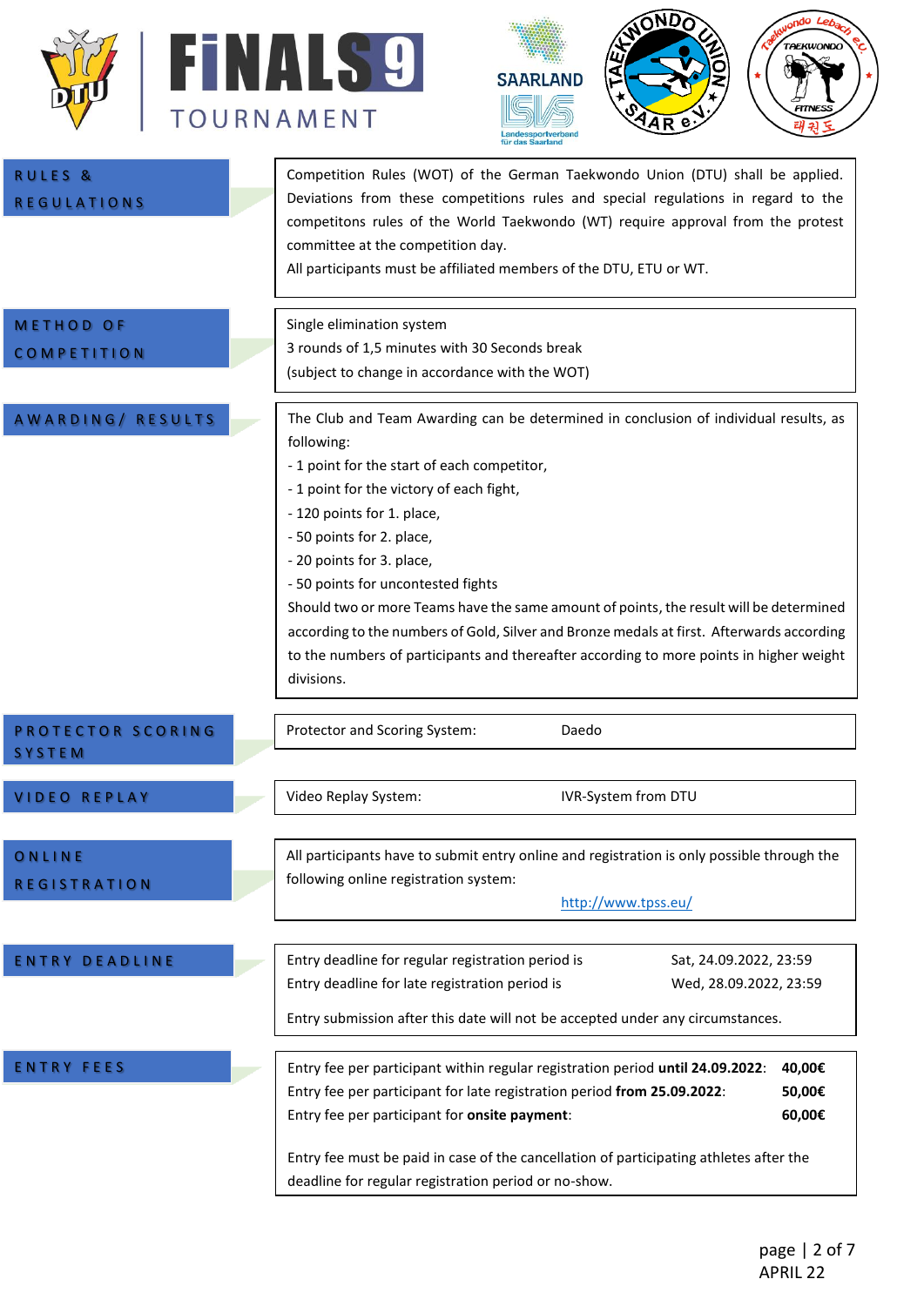## RULES & REGULATIONS

Competition Rules (WOT) of the German Taekwondo Union (DTU) shall be applied. Deviations from these competitions rules and special regulations in regard to the competitons rules of the World Taekwondo (WT) require approval from the protest committee at the competition day.
All participants must be affiliated members of the DTU, ETU or WT.

## METHOD OF COMPETITION

Single elimination system
3 rounds of 1,5 minutes with 30 Seconds break
(subject to change in accordance with the WOT)

## AWARDING/ RESULTS

The Club and Team Awarding can be determined in conclusion of individual results, as following:

- 1 point for the start of each competitor,
- 1 point for the victory of each fight,
- 120 points for 1. place,
- 50 points for 2. place,
- 20 points for 3. place,
- 50 points for uncontested fights

Should two or more Teams have the same amount of points, the result will be determined according to the numbers of Gold, Silver and Bronze medals at first. Afterwards according to the numbers of participants and thereafter according to more points in higher weight divisions.

## PROTECTOR SCORING SYSTEM

Protector and Scoring System: Daedo

## VIDEO REPLAY

Video Replay System: IVR-System from DTU

## ONLINE REGISTRATION

All participants have to submit entry online and registration is only possible through the following online registration system:

http://www.tpss.eu/

## ENTRY DEADLINE

| | |
|---|---|
| Entry deadline for regular registration period is | Sat, 24.09.2022, 23:59 |
| Entry deadline for late registration period is | Wed, 28.09.2022, 23:59 |

Entry submission after this date will not be accepted under any circumstances.

## ENTRY FEES

| | |
|---|---|
| Entry fee per participant within regular registration period **until 24.09.2022**: | **40,00€** |
| Entry fee per participant for late registration period **from 25.09.2022**: | **50,00€** |
| Entry fee per participant for **onsite payment**: | **60,00€** |

Entry fee must be paid in case of the cancellation of participating athletes after the deadline for regular registration period or no-show.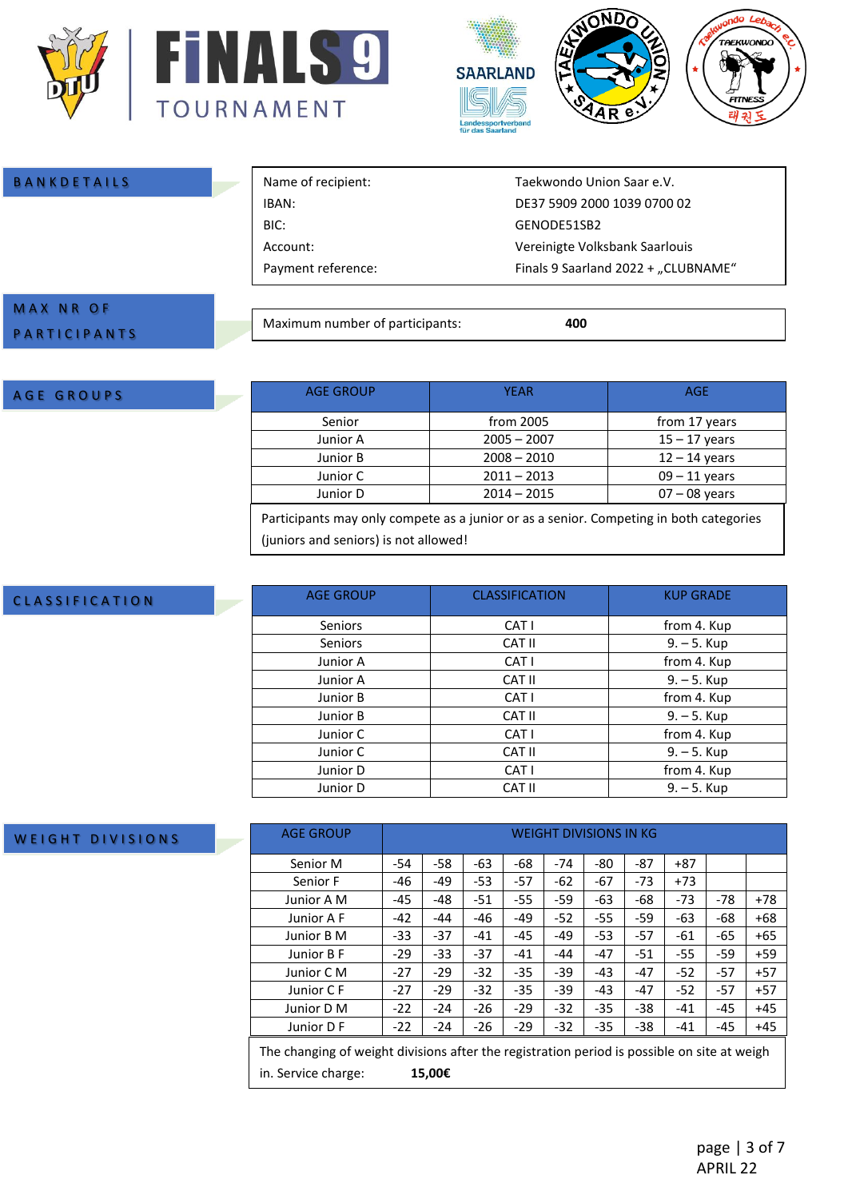## BANKDETAILS

| | |
|---|---|
| Name of recipient: | Taekwondo Union Saar e.V. |
| IBAN: | DE37 5909 2000 1039 0700 02 |
| BIC: | GENODE51SB2 |
| Account: | Vereinigte Volksbank Saarlouis |
| Payment reference: | Finals 9 Saarland 2022 + „CLUBNAME“ |

## MAX NR OF PARTICIPANTS

Maximum number of participants: **400**

## AGE GROUPS

| AGE GROUP | YEAR | AGE |
|---|---|---|
| Senior | from 2005 | from 17 years |
| Junior A | 2005 – 2007 | 15 – 17 years |
| Junior B | 2008 – 2010 | 12 – 14 years |
| Junior C | 2011 – 2013 | 09 – 11 years |
| Junior D | 2014 – 2015 | 07 – 08 years |

Participants may only compete as a junior or as a senior. Competing in both categories (juniors and seniors) is not allowed!

## CLASSIFICATION

| AGE GROUP | CLASSIFICATION | KUP GRADE |
|---|---|---|
| Seniors | CAT I | from 4. Kup |
| Seniors | CAT II | 9. – 5. Kup |
| Junior A | CAT I | from 4. Kup |
| Junior A | CAT II | 9. – 5. Kup |
| Junior B | CAT I | from 4. Kup |
| Junior B | CAT II | 9. – 5. Kup |
| Junior C | CAT I | from 4. Kup |
| Junior C | CAT II | 9. – 5. Kup |
| Junior D | CAT I | from 4. Kup |
| Junior D | CAT II | 9. – 5. Kup |

## WEIGHT DIVISIONS

| AGE GROUP | WEIGHT DIVISIONS IN KG | | | | | | | | | |
|---|---|---|---|---|---|---|---|---|---|---|
| Senior M | -54 | -58 | -63 | -68 | -74 | -80 | -87 | +87 | | |
| Senior F | -46 | -49 | -53 | -57 | -62 | -67 | -73 | +73 | | |
| Junior A M | -45 | -48 | -51 | -55 | -59 | -63 | -68 | -73 | -78 | +78 |
| Junior A F | -42 | -44 | -46 | -49 | -52 | -55 | -59 | -63 | -68 | +68 |
| Junior B M | -33 | -37 | -41 | -45 | -49 | -53 | -57 | -61 | -65 | +65 |
| Junior B F | -29 | -33 | -37 | -41 | -44 | -47 | -51 | -55 | -59 | +59 |
| Junior C M | -27 | -29 | -32 | -35 | -39 | -43 | -47 | -52 | -57 | +57 |
| Junior C F | -27 | -29 | -32 | -35 | -39 | -43 | -47 | -52 | -57 | +57 |
| Junior D M | -22 | -24 | -26 | -29 | -32 | -35 | -38 | -41 | -45 | +45 |
| Junior D F | -22 | -24 | -26 | -29 | -32 | -35 | -38 | -41 | -45 | +45 |

The changing of weight divisions after the registration period is possible on site at weigh in. Service charge: **15,00€**

APRIL 22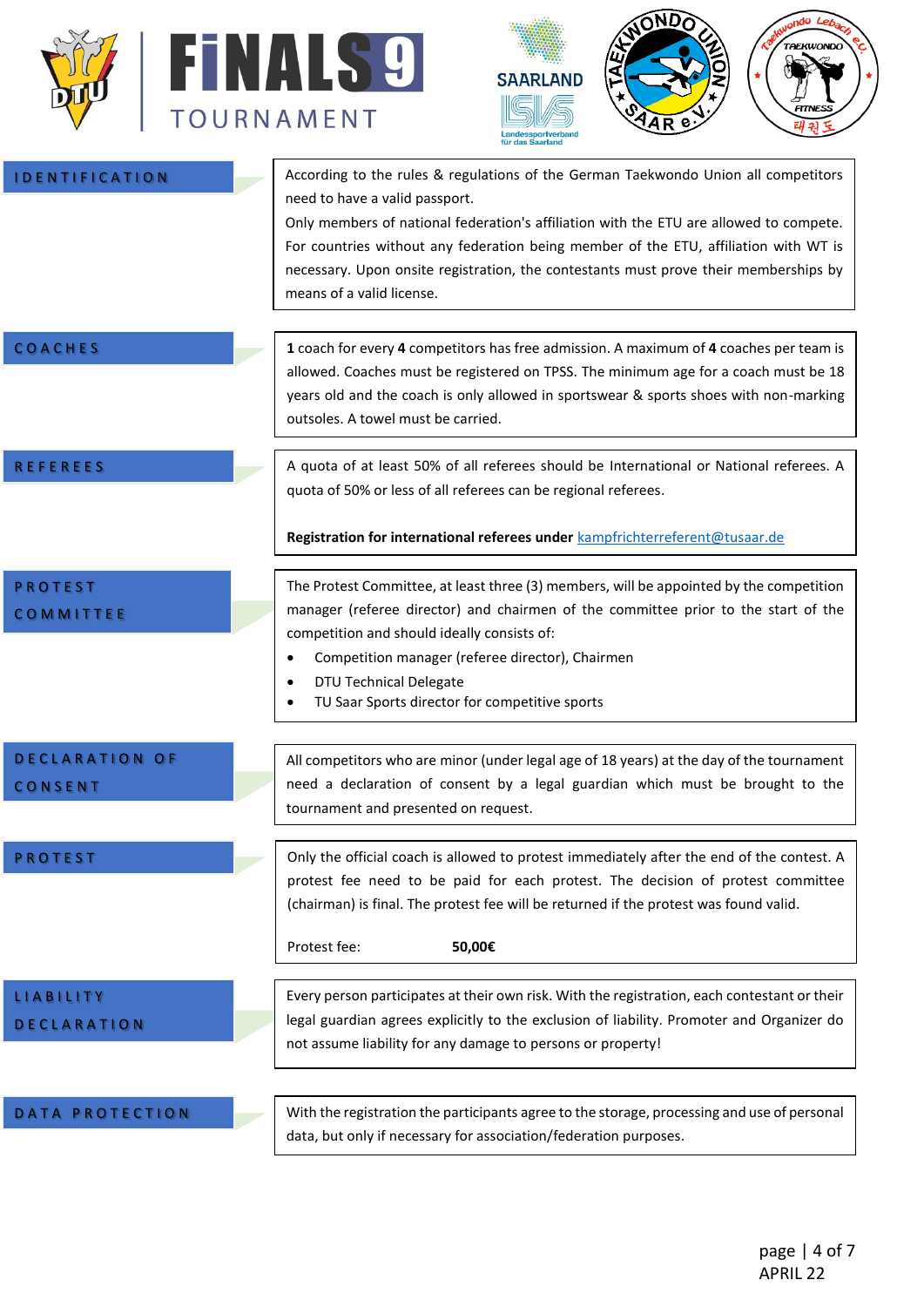## IDENTIFICATION

According to the rules & regulations of the German Taekwondo Union all competitors need to have a valid passport.

Only members of national federation's affiliation with the ETU are allowed to compete. For countries without any federation being member of the ETU, affiliation with WT is necessary. Upon onsite registration, the contestants must prove their memberships by means of a valid license.

## COACHES

**1** coach for every **4** competitors has free admission. A maximum of **4** coaches per team is allowed. Coaches must be registered on TPSS. The minimum age for a coach must be 18 years old and the coach is only allowed in sportswear & sports shoes with non-marking outsoles. A towel must be carried.

## REFEREES

A quota of at least 50% of all referees should be International or National referees. A quota of 50% or less of all referees can be regional referees.

**Registration for international referees under** kampfrichterreferent@tusaar.de

## PROTEST COMMITTEE

The Protest Committee, at least three (3) members, will be appointed by the competition manager (referee director) and chairmen of the committee prior to the start of the competition and should ideally consists of:

- Competition manager (referee director), Chairmen
- DTU Technical Delegate
- TU Saar Sports director for competitive sports

## DECLARATION OF CONSENT

All competitors who are minor (under legal age of 18 years) at the day of the tournament need a declaration of consent by a legal guardian which must be brought to the tournament and presented on request.

## PROTEST

Only the official coach is allowed to protest immediately after the end of the contest. A protest fee need to be paid for each protest. The decision of protest committee (chairman) is final. The protest fee will be returned if the protest was found valid.

Protest fee: **50,00€**

## LIABILITY DECLARATION

Every person participates at their own risk. With the registration, each contestant or their legal guardian agrees explicitly to the exclusion of liability. Promoter and Organizer do not assume liability for any damage to persons or property!

## DATA PROTECTION

With the registration the participants agree to the storage, processing and use of personal data, but only if necessary for association/federation purposes.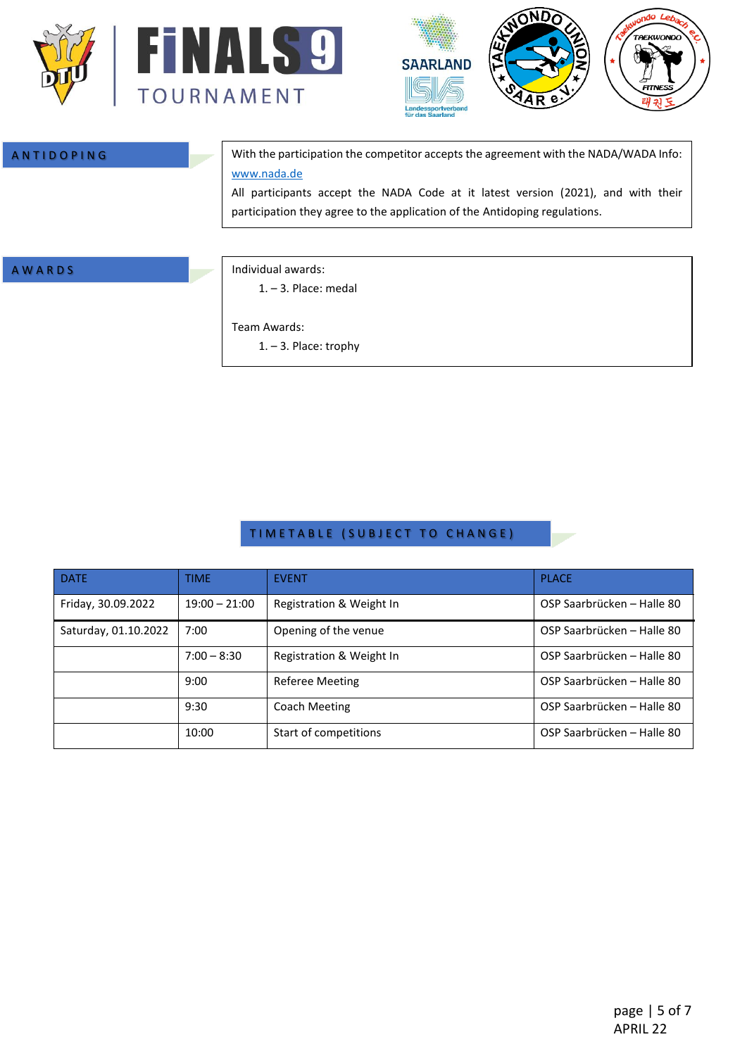## ANTIDOPING

With the participation the competitor accepts the agreement with the NADA/WADA Info: www.nada.de

All participants accept the NADA Code at it latest version (2021), and with their participation they agree to the application of the Antidoping regulations.

## AWARDS

Individual awards:

1. – 3. Place: medal

Team Awards:

1. – 3. Place: trophy

## TIMETABLE (SUBJECT TO CHANGE)

| DATE | TIME | EVENT | PLACE |
|---|---|---|---|
| Friday, 30.09.2022 | 19:00 – 21:00 | Registration & Weight In | OSP Saarbrücken – Halle 80 |
| Saturday, 01.10.2022 | 7:00 | Opening of the venue | OSP Saarbrücken – Halle 80 |
| | 7:00 – 8:30 | Registration & Weight In | OSP Saarbrücken – Halle 80 |
| | 9:00 | Referee Meeting | OSP Saarbrücken – Halle 80 |
| | 9:30 | Coach Meeting | OSP Saarbrücken – Halle 80 |
| | 10:00 | Start of competitions | OSP Saarbrücken – Halle 80 |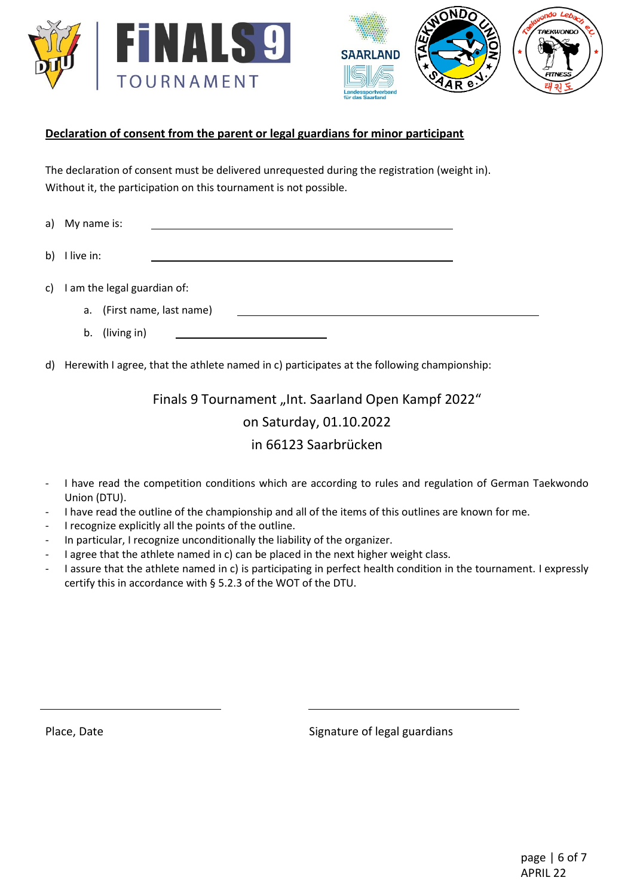**<u>Declaration of consent from the parent or legal guardians for minor participant</u>**

The declaration of consent must be delivered unrequested during the registration (weight in). Without it, the participation on this tournament is not possible.

a) My name is: \_\_\_\_\_\_\_\_\_\_\_\_\_\_\_\_\_\_\_\_\_\_\_\_\_\_\_\_\_\_\_\_\_\_\_\_\_\_\_\_

b) I live in: \_\_\_\_\_\_\_\_\_\_\_\_\_\_\_\_\_\_\_\_\_\_\_\_\_\_\_\_\_\_\_\_\_\_\_\_\_\_\_\_

c) I am the legal guardian of:

   a. (First name, last name) \_\_\_\_\_\_\_\_\_\_\_\_\_\_\_\_\_\_\_\_\_\_\_\_\_\_\_\_\_\_\_\_\_\_\_\_\_\_\_\_

   b. (living in) \_\_\_\_\_\_\_\_\_\_\_\_\_\_\_\_\_\_\_\_

d) Herewith I agree, that the athlete named in c) participates at the following championship:

Finals 9 Tournament „Int. Saarland Open Kampf 2022“

on Saturday, 01.10.2022

in 66123 Saarbrücken

- I have read the competition conditions which are according to rules and regulation of German Taekwondo Union (DTU).
- I have read the outline of the championship and all of the items of this outlines are known for me.
- I recognize explicitly all the points of the outline.
- In particular, I recognize unconditionally the liability of the organizer.
- I agree that the athlete named in c) can be placed in the next higher weight class.
- I assure that the athlete named in c) is participating in perfect health condition in the tournament. I expressly certify this in accordance with § 5.2.3 of the WOT of the DTU.

\_\_\_\_\_\_\_\_\_\_\_\_\_\_\_\_\_\_\_\_\_\_\_\_\_\_\_\_ \_\_\_\_\_\_\_\_\_\_\_\_\_\_\_\_\_\_\_\_\_\_\_\_\_\_\_\_

Place, Date Signature of legal guardians

APRIL 22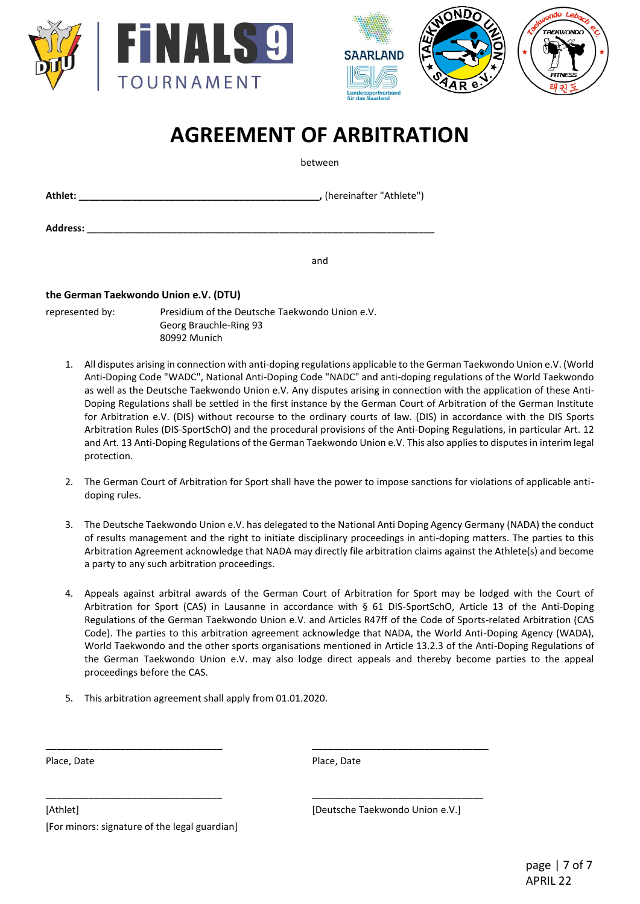# AGREEMENT OF ARBITRATION

between

**Athlet: _____________________________________________**, (hereinafter "Athlete")

**Address: _________________________________________________________________**

and

**the German Taekwondo Union e.V. (DTU)**

represented by: Presidium of the Deutsche Taekwondo Union e.V.
Georg Brauchle-Ring 93
80992 Munich

1. All disputes arising in connection with anti-doping regulations applicable to the German Taekwondo Union e.V. (World Anti-Doping Code "WADC", National Anti-Doping Code "NADC" and anti-doping regulations of the World Taekwondo as well as the Deutsche Taekwondo Union e.V. Any disputes arising in connection with the application of these Anti-Doping Regulations shall be settled in the first instance by the German Court of Arbitration of the German Institute for Arbitration e.V. (DIS) without recourse to the ordinary courts of law. (DIS) in accordance with the DIS Sports Arbitration Rules (DIS-SportSchO) and the procedural provisions of the Anti-Doping Regulations, in particular Art. 12 and Art. 13 Anti-Doping Regulations of the German Taekwondo Union e.V. This also applies to disputes in interim legal protection.

2. The German Court of Arbitration for Sport shall have the power to impose sanctions for violations of applicable anti-doping rules.

3. The Deutsche Taekwondo Union e.V. has delegated to the National Anti Doping Agency Germany (NADA) the conduct of results management and the right to initiate disciplinary proceedings in anti-doping matters. The parties to this Arbitration Agreement acknowledge that NADA may directly file arbitration claims against the Athlete(s) and become a party to any such arbitration proceedings.

4. Appeals against arbitral awards of the German Court of Arbitration for Sport may be lodged with the Court of Arbitration for Sport (CAS) in Lausanne in accordance with § 61 DIS-SportSchO, Article 13 of the Anti-Doping Regulations of the German Taekwondo Union e.V. and Articles R47ff of the Code of Sports-related Arbitration (CAS Code). The parties to this arbitration agreement acknowledge that NADA, the World Anti-Doping Agency (WADA), World Taekwondo and the other sports organisations mentioned in Article 13.2.3 of the Anti-Doping Regulations of the German Taekwondo Union e.V. may also lodge direct appeals and thereby become parties to the appeal proceedings before the CAS.

5. This arbitration agreement shall apply from 01.01.2020.

_______________________________ &nbsp;&nbsp;&nbsp;&nbsp; _______________________________

Place, Date &nbsp;&nbsp;&nbsp;&nbsp; Place, Date

_______________________________ &nbsp;&nbsp;&nbsp;&nbsp; _______________________________

[Athlet]
[For minors: signature of the legal guardian]

[Deutsche Taekwondo Union e.V.]

APRIL 22